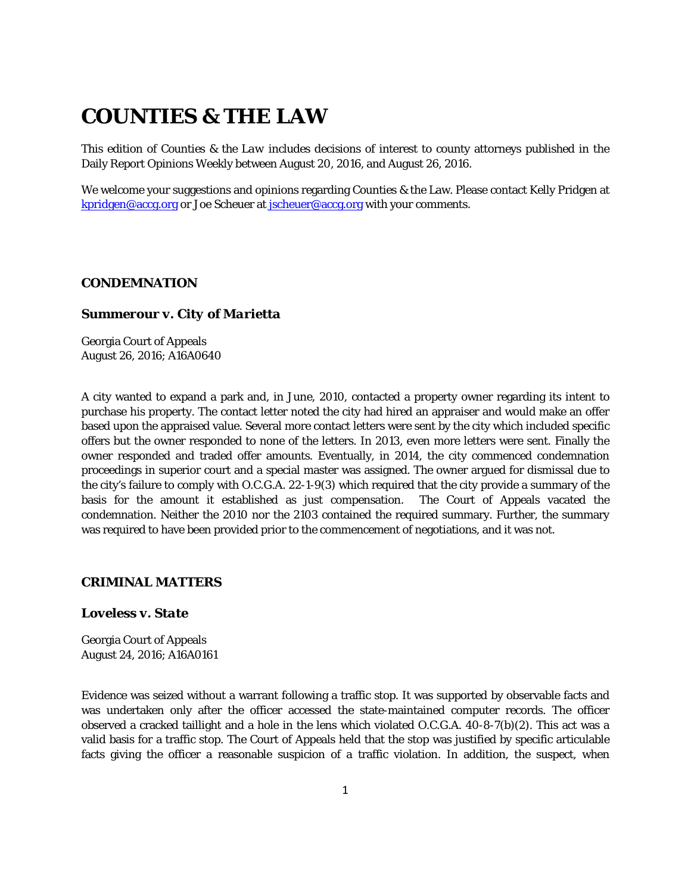# COUNTIES & THE LAW

This edition of Counties & the *Law* includes decisions of interest to county attorneys published in the Daily Report Opinions Weekly between August 20, 2016, and August 26, 2016.

We welcome your suggestions and opinions regarding Counties & the Law. Please contact Kelly Pridgen at kpridgen@accg.org or Joe Scheuer at jscheuer@accg.org with your comments.

## CONDEMNATION

### *Summerour v. City of Marietta*

Georgia Court of Appeals
August 26, 2016; A16A0640

A city wanted to expand a park and, in June, 2010, contacted a property owner regarding its intent to purchase his property. The contact letter noted the city had hired an appraiser and would make an offer based upon the appraised value. Several more contact letters were sent by the city which included specific offers but the owner responded to none of the letters. In 2013, even more letters were sent. Finally the owner responded and traded offer amounts. Eventually, in 2014, the city commenced condemnation proceedings in superior court and a special master was assigned. The owner argued for dismissal due to the city's failure to comply with O.C.G.A. 22-1-9(3) which required that the city provide a summary of the basis for the amount it established as just compensation. The Court of Appeals vacated the condemnation. Neither the 2010 nor the 2103 contained the required summary. Further, the summary was required to have been provided prior to the commencement of negotiations, and it was not.

## CRIMINAL MATTERS

### *Loveless v. State*

Georgia Court of Appeals
August 24, 2016; A16A0161

Evidence was seized without a warrant following a traffic stop. It was supported by observable facts and was undertaken only after the officer accessed the state-maintained computer records. The officer observed a cracked taillight and a hole in the lens which violated O.C.G.A. 40-8-7(b)(2). This act was a valid basis for a traffic stop. The Court of Appeals held that the stop was justified by specific articulable facts giving the officer a reasonable suspicion of a traffic violation. In addition, the suspect, when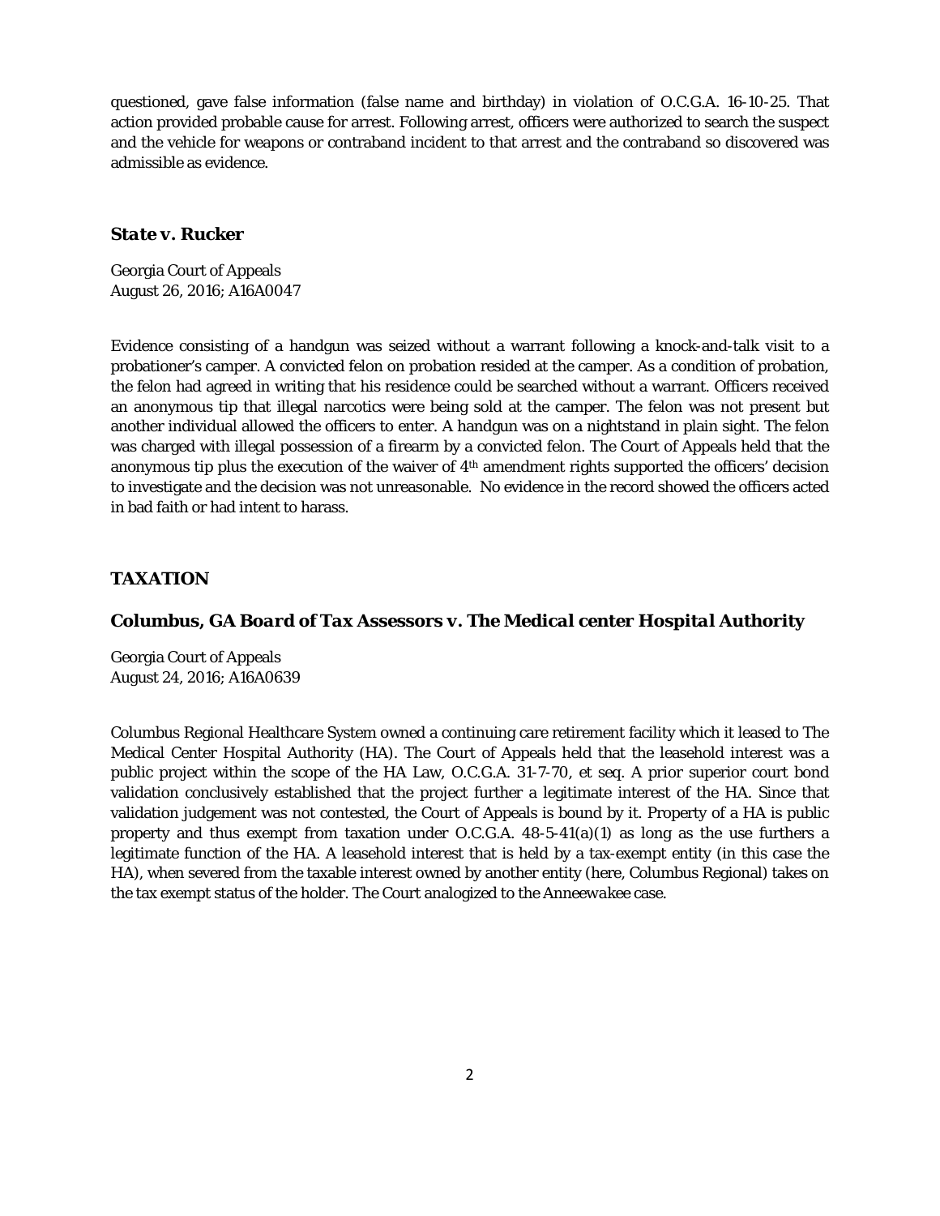questioned, gave false information (false name and birthday) in violation of O.C.G.A. 16-10-25. That action provided probable cause for arrest. Following arrest, officers were authorized to search the suspect and the vehicle for weapons or contraband incident to that arrest and the contraband so discovered was admissible as evidence.

### *State v. Rucker*

Georgia Court of Appeals
August 26, 2016; A16A0047

Evidence consisting of a handgun was seized without a warrant following a knock-and-talk visit to a probationer's camper. A convicted felon on probation resided at the camper. As a condition of probation, the felon had agreed in writing that his residence could be searched without a warrant. Officers received an anonymous tip that illegal narcotics were being sold at the camper. The felon was not present but another individual allowed the officers to enter. A handgun was on a nightstand in plain sight. The felon was charged with illegal possession of a firearm by a convicted felon. The Court of Appeals held that the anonymous tip plus the execution of the waiver of 4th amendment rights supported the officers' decision to investigate and the decision was not unreasonable. No evidence in the record showed the officers acted in bad faith or had intent to harass.

## *TAXATION*

### *Columbus, GA Board of Tax Assessors v. The Medical center Hospital Authority*

Georgia Court of Appeals
August 24, 2016; A16A0639

Columbus Regional Healthcare System owned a continuing care retirement facility which it leased to The Medical Center Hospital Authority (HA). The Court of Appeals held that the leasehold interest was a public project within the scope of the HA Law, O.C.G.A. 31-7-70, et seq. A prior superior court bond validation conclusively established that the project further a legitimate interest of the HA. Since that validation judgement was not contested, the Court of Appeals is bound by it. Property of a HA is public property and thus exempt from taxation under O.C.G.A. 48-5-41(a)(1) as long as the use furthers a legitimate function of the HA. A leasehold interest that is held by a tax-exempt entity (in this case the HA), when severed from the taxable interest owned by another entity (here, Columbus Regional) takes on the tax exempt status of the holder. The Court analogized to the *Anneewakee* case.